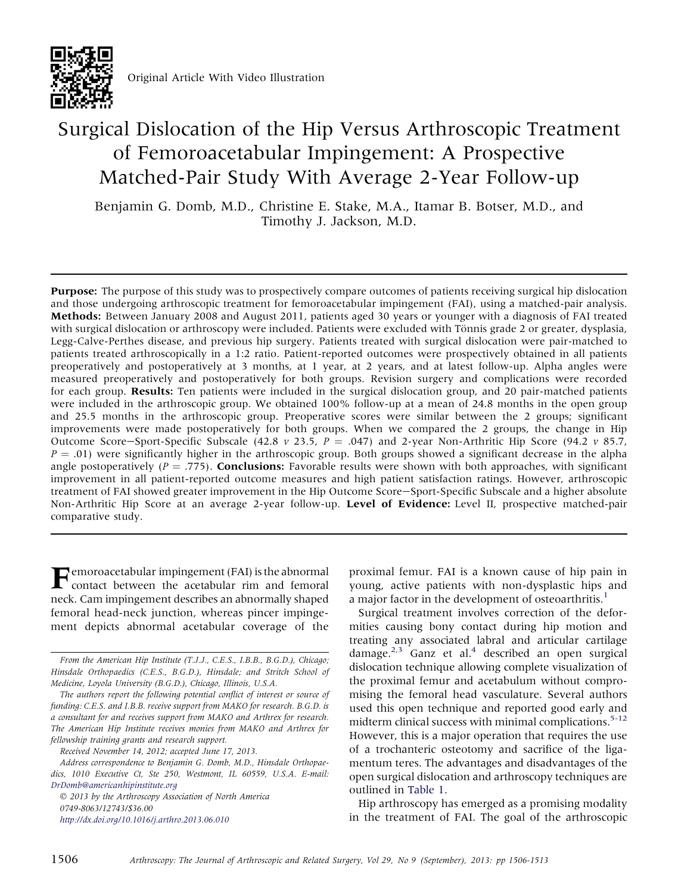Original Article With Video Illustration

# Surgical Dislocation of the Hip Versus Arthroscopic Treatment of Femoroacetabular Impingement: A Prospective Matched-Pair Study With Average 2-Year Follow-up

Benjamin G. Domb, M.D., Christine E. Stake, M.A., Itamar B. Botser, M.D., and Timothy J. Jackson, M.D.

**Purpose:** The purpose of this study was to prospectively compare outcomes of patients receiving surgical hip dislocation and those undergoing arthroscopic treatment for femoroacetabular impingement (FAI), using a matched-pair analysis. **Methods:** Between January 2008 and August 2011, patients aged 30 years or younger with a diagnosis of FAI treated with surgical dislocation or arthroscopy were included. Patients were excluded with Tönnis grade 2 or greater, dysplasia, Legg-Calve-Perthes disease, and previous hip surgery. Patients treated with surgical dislocation were pair-matched to patients treated arthroscopically in a 1:2 ratio. Patient-reported outcomes were prospectively obtained in all patients preoperatively and postoperatively at 3 months, at 1 year, at 2 years, and at latest follow-up. Alpha angles were measured preoperatively and postoperatively for both groups. Revision surgery and complications were recorded for each group. **Results:** Ten patients were included in the surgical dislocation group, and 20 pair-matched patients were included in the arthroscopic group. We obtained 100% follow-up at a mean of 24.8 months in the open group and 25.5 months in the arthroscopic group. Preoperative scores were similar between the 2 groups; significant improvements were made postoperatively for both groups. When we compared the 2 groups, the change in Hip Outcome Score—Sport-Specific Subscale (42.8 *v* 23.5, $P = .047$) and 2-year Non-Arthritic Hip Score (94.2 *v* 85.7, $P = .01$) were significantly higher in the arthroscopic group. Both groups showed a significant decrease in the alpha angle postoperatively ($P = .775$). **Conclusions:** Favorable results were shown with both approaches, with significant improvement in all patient-reported outcome measures and high patient satisfaction ratings. However, arthroscopic treatment of FAI showed greater improvement in the Hip Outcome Score—Sport-Specific Subscale and a higher absolute Non-Arthritic Hip Score at an average 2-year follow-up. **Level of Evidence:** Level II, prospective matched-pair comparative study.

Femoroacetabular impingement (FAI) is the abnormal contact between the acetabular rim and femoral neck. Cam impingement describes an abnormally shaped femoral head-neck junction, whereas pincer impingement depicts abnormal acetabular coverage of the proximal femur. FAI is a known cause of hip pain in young, active patients with non-dysplastic hips and a major factor in the development of osteoarthritis.[1]

Surgical treatment involves correction of the deformities causing bony contact during hip motion and treating any associated labral and articular cartilage damage.[2,3] Ganz et al.[4] described an open surgical dislocation technique allowing complete visualization of the proximal femur and acetabulum without compromising the femoral head vasculature. Several authors used this open technique and reported good early and midterm clinical success with minimal complications.[5-12] However, this is a major operation that requires the use of a trochanteric osteotomy and sacrifice of the ligamentum teres. The advantages and disadvantages of the open surgical dislocation and arthroscopy techniques are outlined in Table 1.

Hip arthroscopy has emerged as a promising modality in the treatment of FAI. The goal of the arthroscopic

*From the American Hip Institute (T.J.J., C.E.S., I.B.B., B.G.D.), Chicago; Hinsdale Orthopaedics (C.E.S., B.G.D.), Hinsdale; and Stritch School of Medicine, Loyola University (B.G.D.), Chicago, Illinois, U.S.A.*

*The authors report the following potential conflict of interest or source of funding: C.E.S. and I.B.B. receive support from MAKO for research. B.G.D. is a consultant for and receives support from MAKO and Arthrex for research. The American Hip Institute receives monies from MAKO and Arthrex for fellowship training grants and research support.*

*Received November 14, 2012; accepted June 17, 2013.*

*Address correspondence to Benjamin G. Domb, M.D., Hinsdale Orthopaedics, 1010 Executive Ct, Ste 250, Westmont, IL 60559, U.S.A. E-mail: DrDomb@americanhipinstitute.org*

*© 2013 by the Arthroscopy Association of North America*
*0749-8063/12743/$36.00*
*http://dx.doi.org/10.1016/j.arthro.2013.06.010*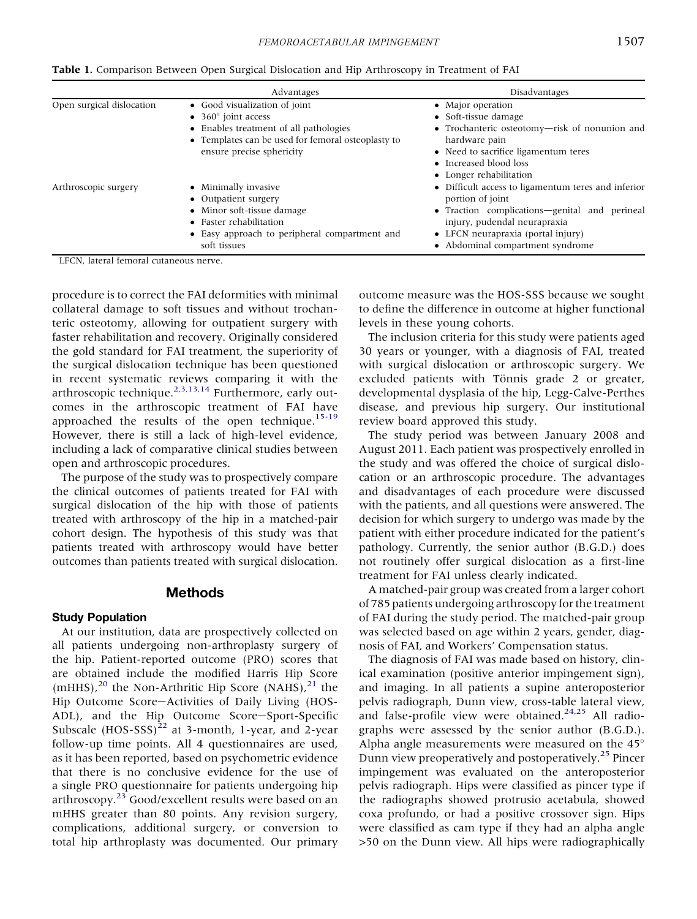**Table 1.** Comparison Between Open Surgical Dislocation and Hip Arthroscopy in Treatment of FAI

| | Advantages | Disadvantages |
|---|---|---|
| Open surgical dislocation | • Good visualization of joint<br>• 360° joint access<br>• Enables treatment of all pathologies<br>• Templates can be used for femoral osteoplasty to ensure precise sphericity | • Major operation<br>• Soft-tissue damage<br>• Trochanteric osteotomy—risk of nonunion and hardware pain<br>• Need to sacrifice ligamentum teres<br>• Increased blood loss<br>• Longer rehabilitation |
| Arthroscopic surgery | • Minimally invasive<br>• Outpatient surgery<br>• Minor soft-tissue damage<br>• Faster rehabilitation<br>• Easy approach to peripheral compartment and soft tissues | • Difficult access to ligamentum teres and inferior portion of joint<br>• Traction complications—genital and perineal injury, pudendal neurapraxia<br>• LFCN neurapraxia (portal injury)<br>• Abdominal compartment syndrome |

LFCN, lateral femoral cutaneous nerve.

procedure is to correct the FAI deformities with minimal collateral damage to soft tissues and without trochanteric osteotomy, allowing for outpatient surgery with faster rehabilitation and recovery. Originally considered the gold standard for FAI treatment, the superiority of the surgical dislocation technique has been questioned in recent systematic reviews comparing it with the arthroscopic technique.[2,3,13,14] Furthermore, early outcomes in the arthroscopic treatment of FAI have approached the results of the open technique.[15-19] However, there is still a lack of high-level evidence, including a lack of comparative clinical studies between open and arthroscopic procedures.

The purpose of the study was to prospectively compare the clinical outcomes of patients treated for FAI with surgical dislocation of the hip with those of patients treated with arthroscopy of the hip in a matched-pair cohort design. The hypothesis of this study was that patients treated with arthroscopy would have better outcomes than patients treated with surgical dislocation.

## Methods

### Study Population

At our institution, data are prospectively collected on all patients undergoing non-arthroplasty surgery of the hip. Patient-reported outcome (PRO) scores that are obtained include the modified Harris Hip Score (mHHS),[20] the Non-Arthritic Hip Score (NAHS),[21] the Hip Outcome Score—Activities of Daily Living (HOS-ADL), and the Hip Outcome Score—Sport-Specific Subscale (HOS-SSS)[22] at 3-month, 1-year, and 2-year follow-up time points. All 4 questionnaires are used, as it has been reported, based on psychometric evidence that there is no conclusive evidence for the use of a single PRO questionnaire for patients undergoing hip arthroscopy.[23] Good/excellent results were based on an mHHS greater than 80 points. Any revision surgery, complications, additional surgery, or conversion to total hip arthroplasty was documented. Our primary outcome measure was the HOS-SSS because we sought to define the difference in outcome at higher functional levels in these young cohorts.

The inclusion criteria for this study were patients aged 30 years or younger, with a diagnosis of FAI, treated with surgical dislocation or arthroscopic surgery. We excluded patients with Tönnis grade 2 or greater, developmental dysplasia of the hip, Legg-Calve-Perthes disease, and previous hip surgery. Our institutional review board approved this study.

The study period was between January 2008 and August 2011. Each patient was prospectively enrolled in the study and was offered the choice of surgical dislocation or an arthroscopic procedure. The advantages and disadvantages of each procedure were discussed with the patients, and all questions were answered. The decision for which surgery to undergo was made by the patient with either procedure indicated for the patient's pathology. Currently, the senior author (B.G.D.) does not routinely offer surgical dislocation as a first-line treatment for FAI unless clearly indicated.

A matched-pair group was created from a larger cohort of 785 patients undergoing arthroscopy for the treatment of FAI during the study period. The matched-pair group was selected based on age within 2 years, gender, diagnosis of FAI, and Workers' Compensation status.

The diagnosis of FAI was made based on history, clinical examination (positive anterior impingement sign), and imaging. In all patients a supine anteroposterior pelvis radiograph, Dunn view, cross-table lateral view, and false-profile view were obtained.[24,25] All radiographs were assessed by the senior author (B.G.D.). Alpha angle measurements were measured on the 45° Dunn view preoperatively and postoperatively.[25] Pincer impingement was evaluated on the anteroposterior pelvis radiograph. Hips were classified as pincer type if the radiographs showed protrusio acetabula, showed coxa profundo, or had a positive crossover sign. Hips were classified as cam type if they had an alpha angle >50 on the Dunn view. All hips were radiographically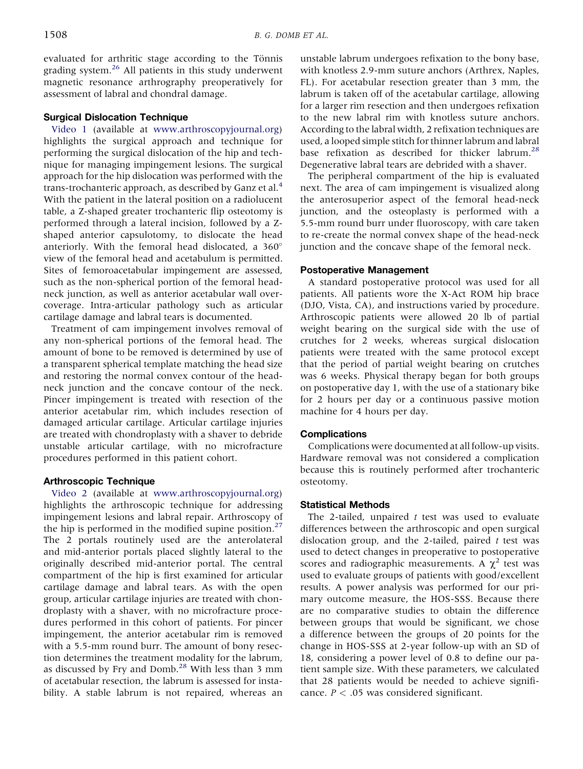evaluated for arthritic stage according to the Tönnis grading system.[26] All patients in this study underwent magnetic resonance arthrography preoperatively for assessment of labral and chondral damage.

### Surgical Dislocation Technique

Video 1 (available at www.arthroscopyjournal.org) highlights the surgical approach and technique for performing the surgical dislocation of the hip and technique for managing impingement lesions. The surgical approach for the hip dislocation was performed with the trans-trochanteric approach, as described by Ganz et al.[4] With the patient in the lateral position on a radiolucent table, a Z-shaped greater trochanteric flip osteotomy is performed through a lateral incision, followed by a Z-shaped anterior capsulotomy, to dislocate the head anteriorly. With the femoral head dislocated, a 360° view of the femoral head and acetabulum is permitted. Sites of femoroacetabular impingement are assessed, such as the non-spherical portion of the femoral head-neck junction, as well as anterior acetabular wall overcoverage. Intra-articular pathology such as articular cartilage damage and labral tears is documented.

Treatment of cam impingement involves removal of any non-spherical portions of the femoral head. The amount of bone to be removed is determined by use of a transparent spherical template matching the head size and restoring the normal convex contour of the head-neck junction and the concave contour of the neck. Pincer impingement is treated with resection of the anterior acetabular rim, which includes resection of damaged articular cartilage. Articular cartilage injuries are treated with chondroplasty with a shaver to debride unstable articular cartilage, with no microfracture procedures performed in this patient cohort.

### Arthroscopic Technique

Video 2 (available at www.arthroscopyjournal.org) highlights the arthroscopic technique for addressing impingement lesions and labral repair. Arthroscopy of the hip is performed in the modified supine position.[27] The 2 portals routinely used are the anterolateral and mid-anterior portals placed slightly lateral to the originally described mid-anterior portal. The central compartment of the hip is first examined for articular cartilage damage and labral tears. As with the open group, articular cartilage injuries are treated with chondroplasty with a shaver, with no microfracture procedures performed in this cohort of patients. For pincer impingement, the anterior acetabular rim is removed with a 5.5-mm round burr. The amount of bony resection determines the treatment modality for the labrum, as discussed by Fry and Domb.[28] With less than 3 mm of acetabular resection, the labrum is assessed for instability. A stable labrum is not repaired, whereas an unstable labrum undergoes refixation to the bony base, with knotless 2.9-mm suture anchors (Arthrex, Naples, FL). For acetabular resection greater than 3 mm, the labrum is taken off of the acetabular cartilage, allowing for a larger rim resection and then undergoes refixation to the new labral rim with knotless suture anchors. According to the labral width, 2 refixation techniques are used, a looped simple stitch for thinner labrum and labral base refixation as described for thicker labrum.[28] Degenerative labral tears are debrided with a shaver.

The peripheral compartment of the hip is evaluated next. The area of cam impingement is visualized along the anterosuperior aspect of the femoral head-neck junction, and the osteoplasty is performed with a 5.5-mm round burr under fluoroscopy, with care taken to re-create the normal convex shape of the head-neck junction and the concave shape of the femoral neck.

### Postoperative Management

A standard postoperative protocol was used for all patients. All patients wore the X-Act ROM hip brace (DJO, Vista, CA), and instructions varied by procedure. Arthroscopic patients were allowed 20 lb of partial weight bearing on the surgical side with the use of crutches for 2 weeks, whereas surgical dislocation patients were treated with the same protocol except that the period of partial weight bearing on crutches was 6 weeks. Physical therapy began for both groups on postoperative day 1, with the use of a stationary bike for 2 hours per day or a continuous passive motion machine for 4 hours per day.

### Complications

Complications were documented at all follow-up visits. Hardware removal was not considered a complication because this is routinely performed after trochanteric osteotomy.

### Statistical Methods

The 2-tailed, unpaired *t* test was used to evaluate differences between the arthroscopic and open surgical dislocation group, and the 2-tailed, paired *t* test was used to detect changes in preoperative to postoperative scores and radiographic measurements. A $\chi^2$ test was used to evaluate groups of patients with good/excellent results. A power analysis was performed for our primary outcome measure, the HOS-SSS. Because there are no comparative studies to obtain the difference between groups that would be significant, we chose a difference between the groups of 20 points for the change in HOS-SSS at 2-year follow-up with an SD of 18, considering a power level of 0.8 to define our patient sample size. With these parameters, we calculated that 28 patients would be needed to achieve significance. $P < .05$ was considered significant.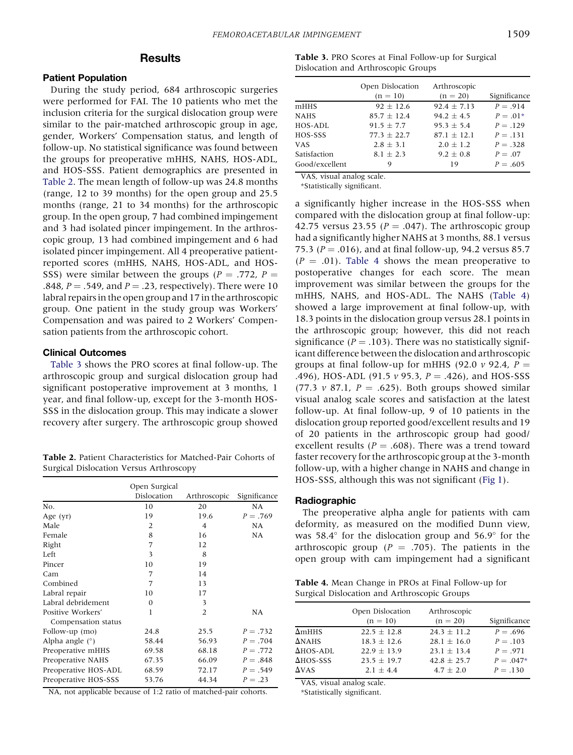## Results

### Patient Population

During the study period, 684 arthroscopic surgeries were performed for FAI. The 10 patients who met the inclusion criteria for the surgical dislocation group were similar to the pair-matched arthroscopic group in age, gender, Workers' Compensation status, and length of follow-up. No statistical significance was found between the groups for preoperative mHHS, NAHS, HOS-ADL, and HOS-SSS. Patient demographics are presented in Table 2. The mean length of follow-up was 24.8 months (range, 12 to 39 months) for the open group and 25.5 months (range, 21 to 34 months) for the arthroscopic group. In the open group, 7 had combined impingement and 3 had isolated pincer impingement. In the arthroscopic group, 13 had combined impingement and 6 had isolated pincer impingement. All 4 preoperative patient-reported scores (mHHS, NAHS, HOS-ADL, and HOS-SSS) were similar between the groups ($P$ = .772, $P$ = .848, $P$ = .549, and $P$ = .23, respectively). There were 10 labral repairs in the open group and 17 in the arthroscopic group. One patient in the study group was Workers' Compensation and was paired to 2 Workers' Compensation patients from the arthroscopic cohort.

**Table 2.** Patient Characteristics for Matched-Pair Cohorts of Surgical Dislocation Versus Arthroscopy

| | Open Surgical Dislocation | Arthroscopic | Significance |
|---|---|---|---|
| No. | 10 | 20 | NA |
| Age (yr) | 19 | 19.6 | $P$ = .769 |
| Male | 2 | 4 | NA |
| Female | 8 | 16 | NA |
| Right | 7 | 12 | |
| Left | 3 | 8 | |
| Pincer | 10 | 19 | |
| Cam | 7 | 14 | |
| Combined | 7 | 13 | |
| Labral repair | 10 | 17 | |
| Labral debridement | 0 | 3 | |
| Positive Workers' Compensation status | 1 | 2 | NA |
| Follow-up (mo) | 24.8 | 25.5 | $P$ = .732 |
| Alpha angle (°) | 58.44 | 56.93 | $P$ = .704 |
| Preoperative mHHS | 69.58 | 68.18 | $P$ = .772 |
| Preoperative NAHS | 67.35 | 66.09 | $P$ = .848 |
| Preoperative HOS-ADL | 68.59 | 72.17 | $P$ = .549 |
| Preoperative HOS-SSS | 53.76 | 44.34 | $P$ = .23 |

NA, not applicable because of 1:2 ratio of matched-pair cohorts.

### Clinical Outcomes

Table 3 shows the PRO scores at final follow-up. The arthroscopic group and surgical dislocation group had significant postoperative improvement at 3 months, 1 year, and final follow-up, except for the 3-month HOS-SSS in the dislocation group. This may indicate a slower recovery after surgery. The arthroscopic group showed a significantly higher increase in the HOS-SSS when compared with the dislocation group at final follow-up: 42.75 versus 23.55 ($P$ = .047). The arthroscopic group had a significantly higher NAHS at 3 months, 88.1 versus 75.3 ($P$ = .016), and at final follow-up, 94.2 versus 85.7 ($P$ = .01). Table 4 shows the mean preoperative to postoperative changes for each score. The mean improvement was similar between the groups for the mHHS, NAHS, and HOS-ADL. The NAHS (Table 4) showed a large improvement at final follow-up, with 18.3 points in the dislocation group versus 28.1 points in the arthroscopic group; however, this did not reach significance ($P$ = .103). There was no statistically significant difference between the dislocation and arthroscopic groups at final follow-up for mHHS (92.0 $v$ 92.4, $P$ = .496), HOS-ADL (91.5 $v$ 95.3, $P$ = .426), and HOS-SSS (77.3 $v$ 87.1, $P$ = .625). Both groups showed similar visual analog scale scores and satisfaction at the latest follow-up. At final follow-up, 9 of 10 patients in the dislocation group reported good/excellent results and 19 of 20 patients in the arthroscopic group had good/excellent results ($P$ = .608). There was a trend toward faster recovery for the arthroscopic group at the 3-month follow-up, with a higher change in NAHS and change in HOS-SSS, although this was not significant (Fig 1).

**Table 3.** PRO Scores at Final Follow-up for Surgical Dislocation and Arthroscopic Groups

| | Open Dislocation (n = 10) | Arthroscopic (n = 20) | Significance |
|---|---|---|---|
| mHHS | 92 ± 12.6 | 92.4 ± 7.13 | $P$ = .914 |
| NAHS | 85.7 ± 12.4 | 94.2 ± 4.5 | $P$ = .01* |
| HOS-ADL | 91.5 ± 7.7 | 95.3 ± 5.4 | $P$ = .129 |
| HOS-SSS | 77.3 ± 22.7 | 87.1 ± 12.1 | $P$ = .131 |
| VAS | 2.8 ± 3.1 | 2.0 ± 1.2 | $P$ = .328 |
| Satisfaction | 8.1 ± 2.3 | 9.2 ± 0.8 | $P$ = .07 |
| Good/excellent | 9 | 19 | $P$ = .605 |

VAS, visual analog scale.
*Statistically significant.

### Radiographic

The preoperative alpha angle for patients with cam deformity, as measured on the modified Dunn view, was 58.4° for the dislocation group and 56.9° for the arthroscopic group ($P$ = .705). The patients in the open group with cam impingement had a significant

**Table 4.** Mean Change in PROs at Final Follow-up for Surgical Dislocation and Arthroscopic Groups

| | Open Dislocation (n = 10) | Arthroscopic (n = 20) | Significance |
|---|---|---|---|
| ΔmHHS | 22.5 ± 12.8 | 24.3 ± 11.2 | $P$ = .696 |
| ΔNAHS | 18.3 ± 12.6 | 28.1 ± 16.0 | $P$ = .103 |
| ΔHOS-ADL | 22.9 ± 13.9 | 23.1 ± 13.4 | $P$ = .971 |
| ΔHOS-SSS | 23.5 ± 19.7 | 42.8 ± 25.7 | $P$ = .047* |
| ΔVAS | 2.1 ± 4.4 | 4.7 ± 2.0 | $P$ = .130 |

VAS, visual analog scale.
*Statistically significant.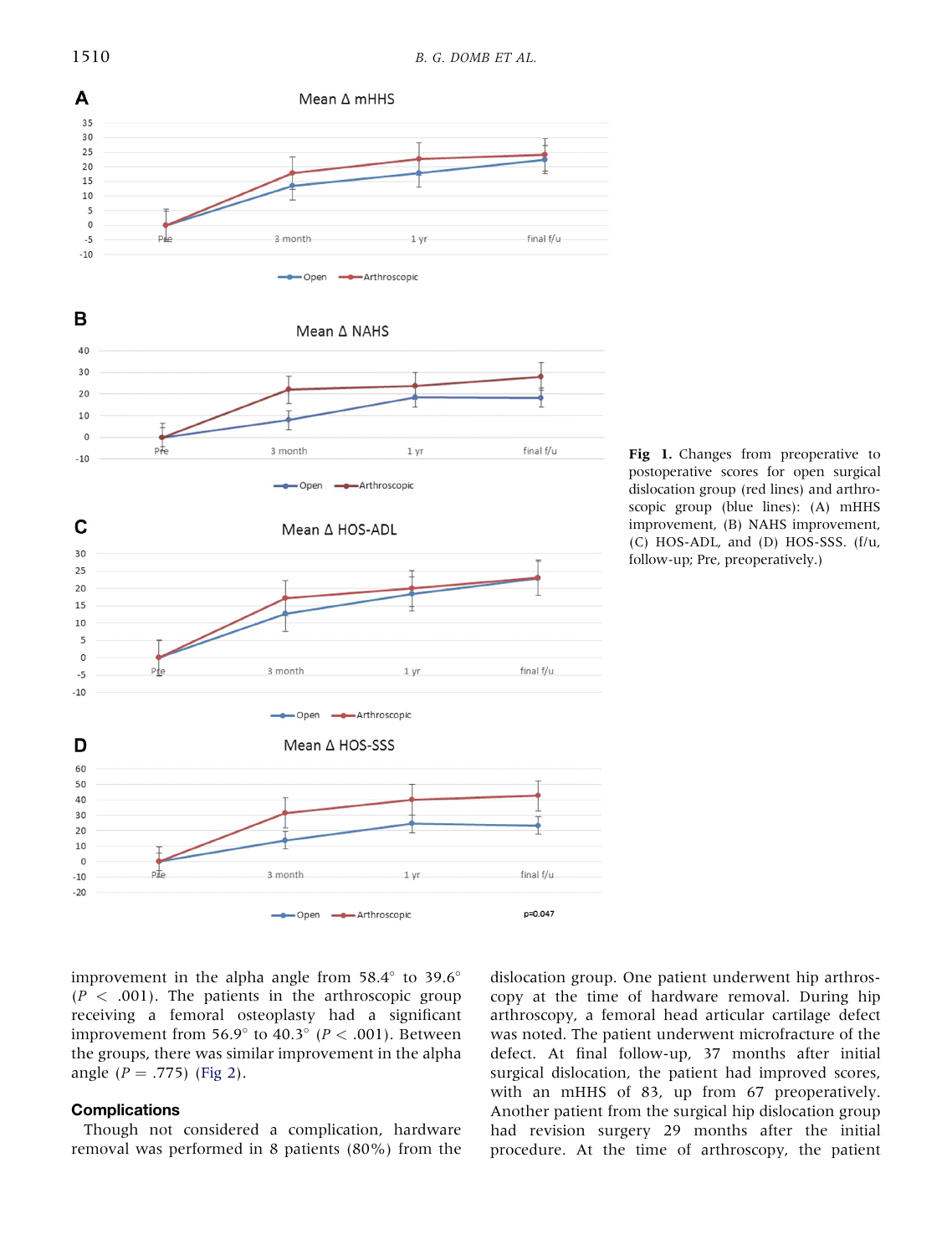**Fig 1.** Changes from preoperative to postoperative scores for open surgical dislocation group (red lines) and arthroscopic group (blue lines): (A) mHHS improvement, (B) NAHS improvement, (C) HOS-ADL, and (D) HOS-SSS. (f/u, follow-up; Pre, preoperatively.)

improvement in the alpha angle from 58.4° to 39.6° ($P < .001$). The patients in the arthroscopic group receiving a femoral osteoplasty had a significant improvement from 56.9° to 40.3° ($P < .001$). Between the groups, there was similar improvement in the alpha angle ($P = .775$) (Fig 2).

## Complications

Though not considered a complication, hardware removal was performed in 8 patients (80%) from the dislocation group. One patient underwent hip arthroscopy at the time of hardware removal. During hip arthroscopy, a femoral head articular cartilage defect was noted. The patient underwent microfracture of the defect. At final follow-up, 37 months after initial surgical dislocation, the patient had improved scores, with an mHHS of 83, up from 67 preoperatively. Another patient from the surgical hip dislocation group had revision surgery 29 months after the initial procedure. At the time of arthroscopy, the patient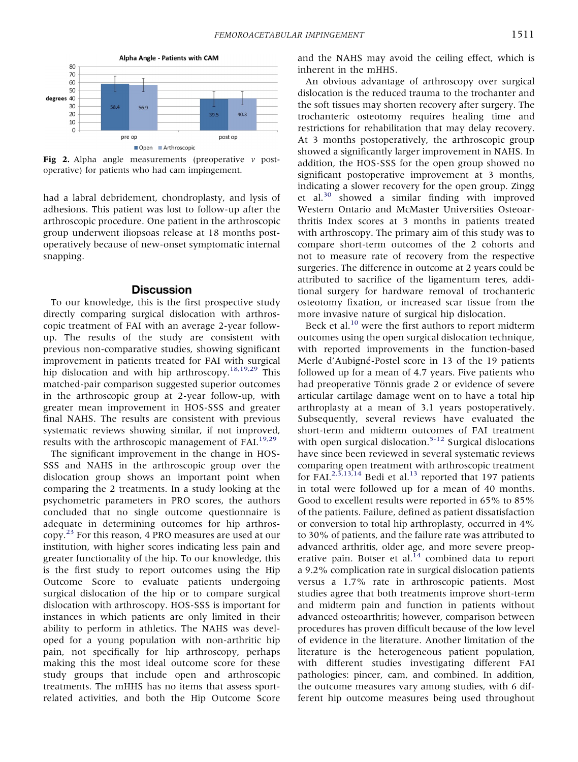Fig 2. Alpha angle measurements (preoperative v postoperative) for patients who had cam impingement.

had a labral debridement, chondroplasty, and lysis of adhesions. This patient was lost to follow-up after the arthroscopic procedure. One patient in the arthroscopic group underwent iliopsoas release at 18 months postoperatively because of new-onset symptomatic internal snapping.

## Discussion

To our knowledge, this is the first prospective study directly comparing surgical dislocation with arthroscopic treatment of FAI with an average 2-year follow-up. The results of the study are consistent with previous non-comparative studies, showing significant improvement in patients treated for FAI with surgical hip dislocation and with hip arthroscopy.[18,19,29] This matched-pair comparison suggested superior outcomes in the arthroscopic group at 2-year follow-up, with greater mean improvement in HOS-SSS and greater final NAHS. The results are consistent with previous systematic reviews showing similar, if not improved, results with the arthroscopic management of FAI.[19,29]

The significant improvement in the change in HOS-SSS and NAHS in the arthroscopic group over the dislocation group shows an important point when comparing the 2 treatments. In a study looking at the psychometric parameters in PRO scores, the authors concluded that no single outcome questionnaire is adequate in determining outcomes for hip arthroscopy.[23] For this reason, 4 PRO measures are used at our institution, with higher scores indicating less pain and greater functionality of the hip. To our knowledge, this is the first study to report outcomes using the Hip Outcome Score to evaluate patients undergoing surgical dislocation of the hip or to compare surgical dislocation with arthroscopy. HOS-SSS is important for instances in which patients are only limited in their ability to perform in athletics. The NAHS was developed for a young population with non-arthritic hip pain, not specifically for hip arthroscopy, perhaps making this the most ideal outcome score for these study groups that include open and arthroscopic treatments. The mHHS has no items that assess sport-related activities, and both the Hip Outcome Score and the NAHS may avoid the ceiling effect, which is inherent in the mHHS.

An obvious advantage of arthroscopy over surgical dislocation is the reduced trauma to the trochanter and the soft tissues may shorten recovery after surgery. The trochanteric osteotomy requires healing time and restrictions for rehabilitation that may delay recovery. At 3 months postoperatively, the arthroscopic group showed a significantly larger improvement in NAHS. In addition, the HOS-SSS for the open group showed no significant postoperative improvement at 3 months, indicating a slower recovery for the open group. Zingg et al.[30] showed a similar finding with improved Western Ontario and McMaster Universities Osteoarthritis Index scores at 3 months in patients treated with arthroscopy. The primary aim of this study was to compare short-term outcomes of the 2 cohorts and not to measure rate of recovery from the respective surgeries. The difference in outcome at 2 years could be attributed to sacrifice of the ligamentum teres, additional surgery for hardware removal of trochanteric osteotomy fixation, or increased scar tissue from the more invasive nature of surgical hip dislocation.

Beck et al.[10] were the first authors to report midterm outcomes using the open surgical dislocation technique, with reported improvements in the function-based Merle d'Aubigné-Postel score in 13 of the 19 patients followed up for a mean of 4.7 years. Five patients who had preoperative Tönnis grade 2 or evidence of severe articular cartilage damage went on to have a total hip arthroplasty at a mean of 3.1 years postoperatively. Subsequently, several reviews have evaluated the short-term and midterm outcomes of FAI treatment with open surgical dislocation.[5-12] Surgical dislocations have since been reviewed in several systematic reviews comparing open treatment with arthroscopic treatment for FAI.[2,3,13,14] Bedi et al.[13] reported that 197 patients in total were followed up for a mean of 40 months. Good to excellent results were reported in 65% to 85% of the patients. Failure, defined as patient dissatisfaction or conversion to total hip arthroplasty, occurred in 4% to 30% of patients, and the failure rate was attributed to advanced arthritis, older age, and more severe preoperative pain. Botser et al.[14] combined data to report a 9.2% complication rate in surgical dislocation patients versus a 1.7% rate in arthroscopic patients. Most studies agree that both treatments improve short-term and midterm pain and function in patients without advanced osteoarthritis; however, comparison between procedures has proven difficult because of the low level of evidence in the literature. Another limitation of the literature is the heterogeneous patient population, with different studies investigating different FAI pathologies: pincer, cam, and combined. In addition, the outcome measures vary among studies, with 6 different hip outcome measures being used throughout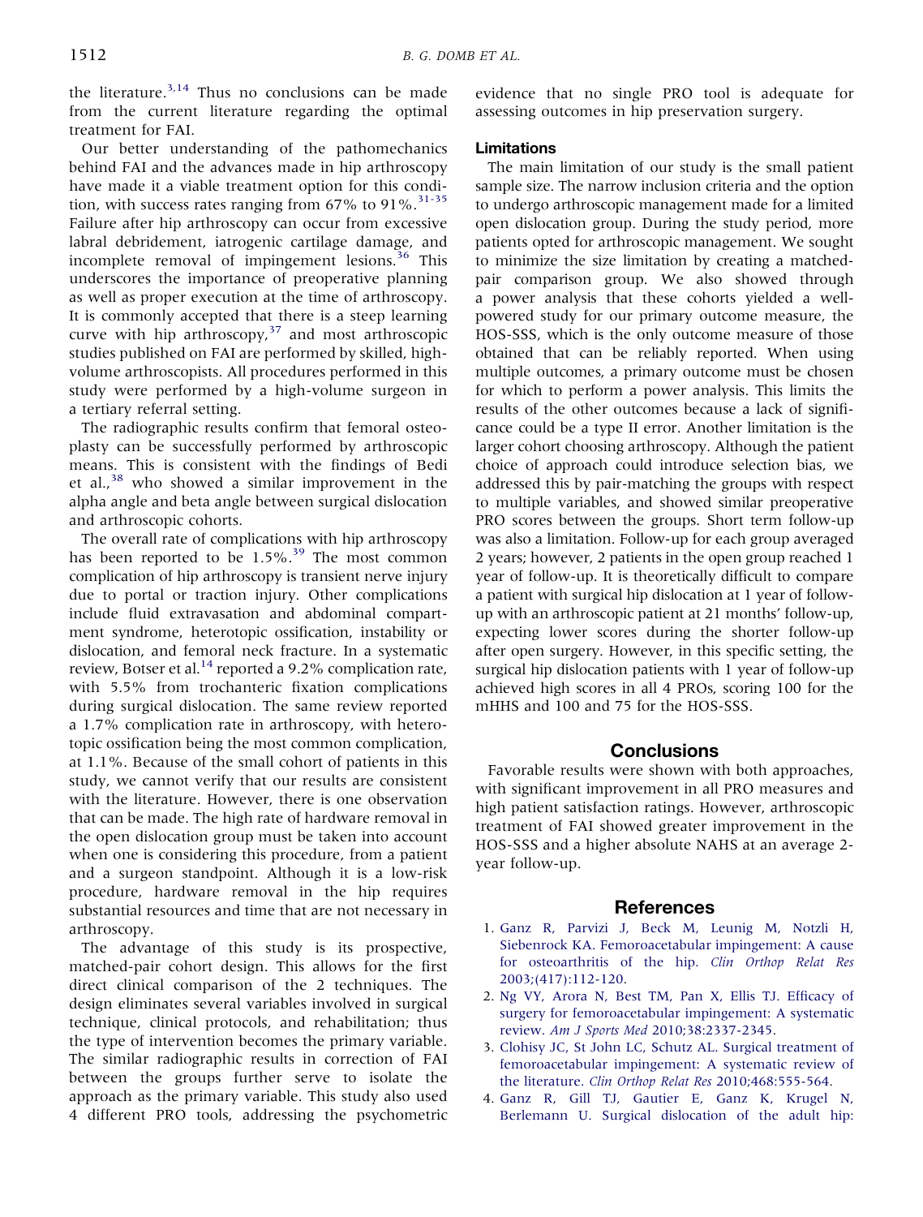the literature.[3,14] Thus no conclusions can be made from the current literature regarding the optimal treatment for FAI.

Our better understanding of the pathomechanics behind FAI and the advances made in hip arthroscopy have made it a viable treatment option for this condition, with success rates ranging from 67% to 91%.[31-35] Failure after hip arthroscopy can occur from excessive labral debridement, iatrogenic cartilage damage, and incomplete removal of impingement lesions.[36] This underscores the importance of preoperative planning as well as proper execution at the time of arthroscopy. It is commonly accepted that there is a steep learning curve with hip arthroscopy,[37] and most arthroscopic studies published on FAI are performed by skilled, high-volume arthroscopists. All procedures performed in this study were performed by a high-volume surgeon in a tertiary referral setting.

The radiographic results confirm that femoral osteoplasty can be successfully performed by arthroscopic means. This is consistent with the findings of Bedi et al.,[38] who showed a similar improvement in the alpha angle and beta angle between surgical dislocation and arthroscopic cohorts.

The overall rate of complications with hip arthroscopy has been reported to be 1.5%.[39] The most common complication of hip arthroscopy is transient nerve injury due to portal or traction injury. Other complications include fluid extravasation and abdominal compartment syndrome, heterotopic ossification, instability or dislocation, and femoral neck fracture. In a systematic review, Botser et al.[14] reported a 9.2% complication rate, with 5.5% from trochanteric fixation complications during surgical dislocation. The same review reported a 1.7% complication rate in arthroscopy, with heterotopic ossification being the most common complication, at 1.1%. Because of the small cohort of patients in this study, we cannot verify that our results are consistent with the literature. However, there is one observation that can be made. The high rate of hardware removal in the open dislocation group must be taken into account when one is considering this procedure, from a patient and a surgeon standpoint. Although it is a low-risk procedure, hardware removal in the hip requires substantial resources and time that are not necessary in arthroscopy.

The advantage of this study is its prospective, matched-pair cohort design. This allows for the first direct clinical comparison of the 2 techniques. The design eliminates several variables involved in surgical technique, clinical protocols, and rehabilitation; thus the type of intervention becomes the primary variable. The similar radiographic results in correction of FAI between the groups further serve to isolate the approach as the primary variable. This study also used 4 different PRO tools, addressing the psychometric evidence that no single PRO tool is adequate for assessing outcomes in hip preservation surgery.

### Limitations

The main limitation of our study is the small patient sample size. The narrow inclusion criteria and the option to undergo arthroscopic management made for a limited open dislocation group. During the study period, more patients opted for arthroscopic management. We sought to minimize the size limitation by creating a matched-pair comparison group. We also showed through a power analysis that these cohorts yielded a well-powered study for our primary outcome measure, the HOS-SSS, which is the only outcome measure of those obtained that can be reliably reported. When using multiple outcomes, a primary outcome must be chosen for which to perform a power analysis. This limits the results of the other outcomes because a lack of significance could be a type II error. Another limitation is the larger cohort choosing arthroscopy. Although the patient choice of approach could introduce selection bias, we addressed this by pair-matching the groups with respect to multiple variables, and showed similar preoperative PRO scores between the groups. Short term follow-up was also a limitation. Follow-up for each group averaged 2 years; however, 2 patients in the open group reached 1 year of follow-up. It is theoretically difficult to compare a patient with surgical hip dislocation at 1 year of follow-up with an arthroscopic patient at 21 months' follow-up, expecting lower scores during the shorter follow-up after open surgery. However, in this specific setting, the surgical hip dislocation patients with 1 year of follow-up achieved high scores in all 4 PROs, scoring 100 for the mHHS and 100 and 75 for the HOS-SSS.

## Conclusions

Favorable results were shown with both approaches, with significant improvement in all PRO measures and high patient satisfaction ratings. However, arthroscopic treatment of FAI showed greater improvement in the HOS-SSS and a higher absolute NAHS at an average 2-year follow-up.

## References

1. Ganz R, Parvizi J, Beck M, Leunig M, Notzli H, Siebenrock KA. Femoroacetabular impingement: A cause for osteoarthritis of the hip. *Clin Orthop Relat Res* 2003;(417):112-120.
2. Ng VY, Arora N, Best TM, Pan X, Ellis TJ. Efficacy of surgery for femoroacetabular impingement: A systematic review. *Am J Sports Med* 2010;38:2337-2345.
3. Clohisy JC, St John LC, Schutz AL. Surgical treatment of femoroacetabular impingement: A systematic review of the literature. *Clin Orthop Relat Res* 2010;468:555-564.
4. Ganz R, Gill TJ, Gautier E, Ganz K, Krugel N, Berlemann U. Surgical dislocation of the adult hip: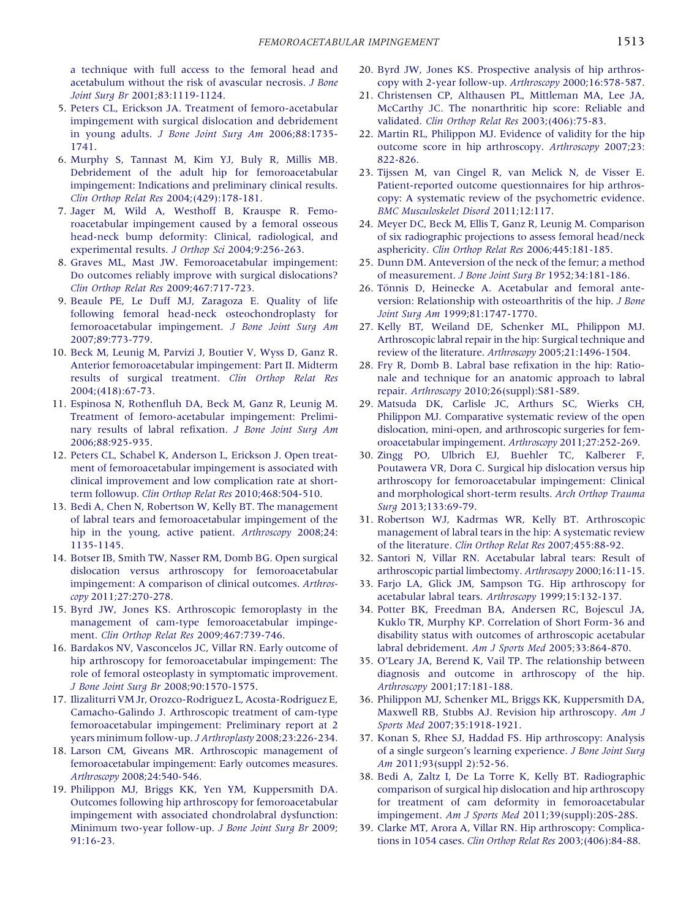a technique with full access to the femoral head and acetabulum without the risk of avascular necrosis. *J Bone Joint Surg Br* 2001;83:1119-1124.

5. Peters CL, Erickson JA. Treatment of femoro-acetabular impingement with surgical dislocation and debridement in young adults. *J Bone Joint Surg Am* 2006;88:1735-1741.
6. Murphy S, Tannast M, Kim YJ, Buly R, Millis MB. Debridement of the adult hip for femoroacetabular impingement: Indications and preliminary clinical results. *Clin Orthop Relat Res* 2004;(429):178-181.
7. Jager M, Wild A, Westhoff B, Krauspe R. Femoroacetabular impingement caused by a femoral osseous head-neck bump deformity: Clinical, radiological, and experimental results. *J Orthop Sci* 2004;9:256-263.
8. Graves ML, Mast JW. Femoroacetabular impingement: Do outcomes reliably improve with surgical dislocations? *Clin Orthop Relat Res* 2009;467:717-723.
9. Beaule PE, Le Duff MJ, Zaragoza E. Quality of life following femoral head-neck osteochondroplasty for femoroacetabular impingement. *J Bone Joint Surg Am* 2007;89:773-779.
10. Beck M, Leunig M, Parvizi J, Boutier V, Wyss D, Ganz R. Anterior femoroacetabular impingement: Part II. Midterm results of surgical treatment. *Clin Orthop Relat Res* 2004;(418):67-73.
11. Espinosa N, Rothenfluh DA, Beck M, Ganz R, Leunig M. Treatment of femoro-acetabular impingement: Preliminary results of labral refixation. *J Bone Joint Surg Am* 2006;88:925-935.
12. Peters CL, Schabel K, Anderson L, Erickson J. Open treatment of femoroacetabular impingement is associated with clinical improvement and low complication rate at short-term followup. *Clin Orthop Relat Res* 2010;468:504-510.
13. Bedi A, Chen N, Robertson W, Kelly BT. The management of labral tears and femoroacetabular impingement of the hip in the young, active patient. *Arthroscopy* 2008;24:1135-1145.
14. Botser IB, Smith TW, Nasser RM, Domb BG. Open surgical dislocation versus arthroscopy for femoroacetabular impingement: A comparison of clinical outcomes. *Arthroscopy* 2011;27:270-278.
15. Byrd JW, Jones KS. Arthroscopic femoroplasty in the management of cam-type femoroacetabular impingement. *Clin Orthop Relat Res* 2009;467:739-746.
16. Bardakos NV, Vasconcelos JC, Villar RN. Early outcome of hip arthroscopy for femoroacetabular impingement: The role of femoral osteoplasty in symptomatic improvement. *J Bone Joint Surg Br* 2008;90:1570-1575.
17. Ilizaliturri VM Jr, Orozco-Rodriguez L, Acosta-Rodriguez E, Camacho-Galindo J. Arthroscopic treatment of cam-type femoroacetabular impingement: Preliminary report at 2 years minimum follow-up. *J Arthroplasty* 2008;23:226-234.
18. Larson CM, Giveans MR. Arthroscopic management of femoroacetabular impingement: Early outcomes measures. *Arthroscopy* 2008;24:540-546.
19. Philippon MJ, Briggs KK, Yen YM, Kuppersmith DA. Outcomes following hip arthroscopy for femoroacetabular impingement with associated chondrolabral dysfunction: Minimum two-year follow-up. *J Bone Joint Surg Br* 2009;91:16-23.
20. Byrd JW, Jones KS. Prospective analysis of hip arthroscopy with 2-year follow-up. *Arthroscopy* 2000;16:578-587.
21. Christensen CP, Althausen PL, Mittleman MA, Lee JA, McCarthy JC. The nonarthritic hip score: Reliable and validated. *Clin Orthop Relat Res* 2003;(406):75-83.
22. Martin RL, Philippon MJ. Evidence of validity for the hip outcome score in hip arthroscopy. *Arthroscopy* 2007;23:822-826.
23. Tijssen M, van Cingel R, van Melick N, de Visser E. Patient-reported outcome questionnaires for hip arthroscopy: A systematic review of the psychometric evidence. *BMC Musculoskelet Disord* 2011;12:117.
24. Meyer DC, Beck M, Ellis T, Ganz R, Leunig M. Comparison of six radiographic projections to assess femoral head/neck asphericity. *Clin Orthop Relat Res* 2006;445:181-185.
25. Dunn DM. Anteversion of the neck of the femur; a method of measurement. *J Bone Joint Surg Br* 1952;34:181-186.
26. Tönnis D, Heinecke A. Acetabular and femoral anteversion: Relationship with osteoarthritis of the hip. *J Bone Joint Surg Am* 1999;81:1747-1770.
27. Kelly BT, Weiland DE, Schenker ML, Philippon MJ. Arthroscopic labral repair in the hip: Surgical technique and review of the literature. *Arthroscopy* 2005;21:1496-1504.
28. Fry R, Domb B. Labral base refixation in the hip: Rationale and technique for an anatomic approach to labral repair. *Arthroscopy* 2010;26(suppl):S81-S89.
29. Matsuda DK, Carlisle JC, Arthurs SC, Wierks CH, Philippon MJ. Comparative systematic review of the open dislocation, mini-open, and arthroscopic surgeries for femoroacetabular impingement. *Arthroscopy* 2011;27:252-269.
30. Zingg PO, Ulbrich EJ, Buehler TC, Kalberer F, Poutawera VR, Dora C. Surgical hip dislocation versus hip arthroscopy for femoroacetabular impingement: Clinical and morphological short-term results. *Arch Orthop Trauma Surg* 2013;133:69-79.
31. Robertson WJ, Kadrmas WR, Kelly BT. Arthroscopic management of labral tears in the hip: A systematic review of the literature. *Clin Orthop Relat Res* 2007;455:88-92.
32. Santori N, Villar RN. Acetabular labral tears: Result of arthroscopic partial limbectomy. *Arthroscopy* 2000;16:11-15.
33. Farjo LA, Glick JM, Sampson TG. Hip arthroscopy for acetabular labral tears. *Arthroscopy* 1999;15:132-137.
34. Potter BK, Freedman BA, Andersen RC, Bojescul JA, Kuklo TR, Murphy KP. Correlation of Short Form-36 and disability status with outcomes of arthroscopic acetabular labral debridement. *Am J Sports Med* 2005;33:864-870.
35. O'Leary JA, Berend K, Vail TP. The relationship between diagnosis and outcome in arthroscopy of the hip. *Arthroscopy* 2001;17:181-188.
36. Philippon MJ, Schenker ML, Briggs KK, Kuppersmith DA, Maxwell RB, Stubbs AJ. Revision hip arthroscopy. *Am J Sports Med* 2007;35:1918-1921.
37. Konan S, Rhee SJ, Haddad FS. Hip arthroscopy: Analysis of a single surgeon's learning experience. *J Bone Joint Surg Am* 2011;93(suppl 2):52-56.
38. Bedi A, Zaltz I, De La Torre K, Kelly BT. Radiographic comparison of surgical hip dislocation and hip arthroscopy for treatment of cam deformity in femoroacetabular impingement. *Am J Sports Med* 2011;39(suppl):20S-28S.
39. Clarke MT, Arora A, Villar RN. Hip arthroscopy: Complications in 1054 cases. *Clin Orthop Relat Res* 2003;(406):84-88.